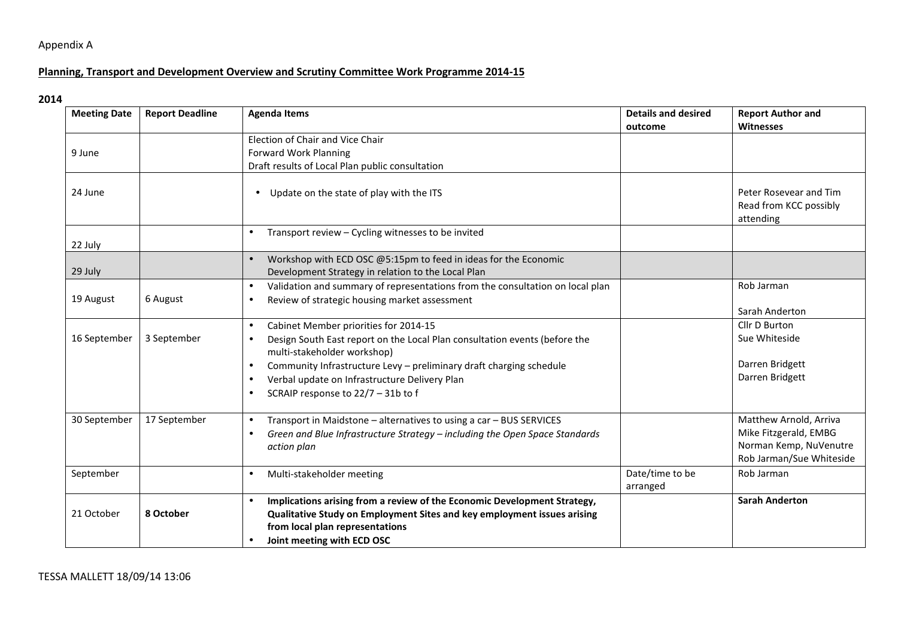Appendix A

**Planning, Transport and Development Overview and Scrutiny Committee Work Programme 2014-15**

**2014**

| Meeting Date | Report Deadline | Agenda Items | Details and desired outcome | Report Author and Witnesses |
|---|---|---|---|---|
| 9 June | | Election of Chair and Vice Chair<br>Forward Work Planning<br>Draft results of Local Plan public consultation | | |
| 24 June | | • Update on the state of play with the ITS | | Peter Rosevear and Tim Read from KCC possibly attending |
| 22 July | | • Transport review – Cycling witnesses to be invited | | |
| 29 July | | • Workshop with ECD OSC @5:15pm to feed in ideas for the Economic Development Strategy in relation to the Local Plan | | |
| 19 August | 6 August | • Validation and summary of representations from the consultation on local plan<br>• Review of strategic housing market assessment | | Rob Jarman<br><br>Sarah Anderton |
| 16 September | 3 September | • Cabinet Member priorities for 2014-15<br>• Design South East report on the Local Plan consultation events (before the multi-stakeholder workshop)<br>• Community Infrastructure Levy – preliminary draft charging schedule<br>• Verbal update on Infrastructure Delivery Plan<br>• SCRAIP response to 22/7 – 31b to f | | Cllr D Burton<br>Sue Whiteside<br><br>Darren Bridgett<br>Darren Bridgett |
| 30 September | 17 September | • Transport in Maidstone – alternatives to using a car – BUS SERVICES<br>• *Green and Blue Infrastructure Strategy – including the Open Space Standards action plan* | | Matthew Arnold, Arriva<br>Mike Fitzgerald, EMBG<br>Norman Kemp, NuVenutre<br>Rob Jarman/Sue Whiteside |
| September | | • Multi-stakeholder meeting | Date/time to be arranged | Rob Jarman |
| 21 October | **8 October** | • **Implications arising from a review of the Economic Development Strategy, Qualitative Study on Employment Sites and key employment issues arising from local plan representations**<br>• **Joint meeting with ECD OSC** | | **Sarah Anderton** |

TESSA MALLETT 18/09/14 13:06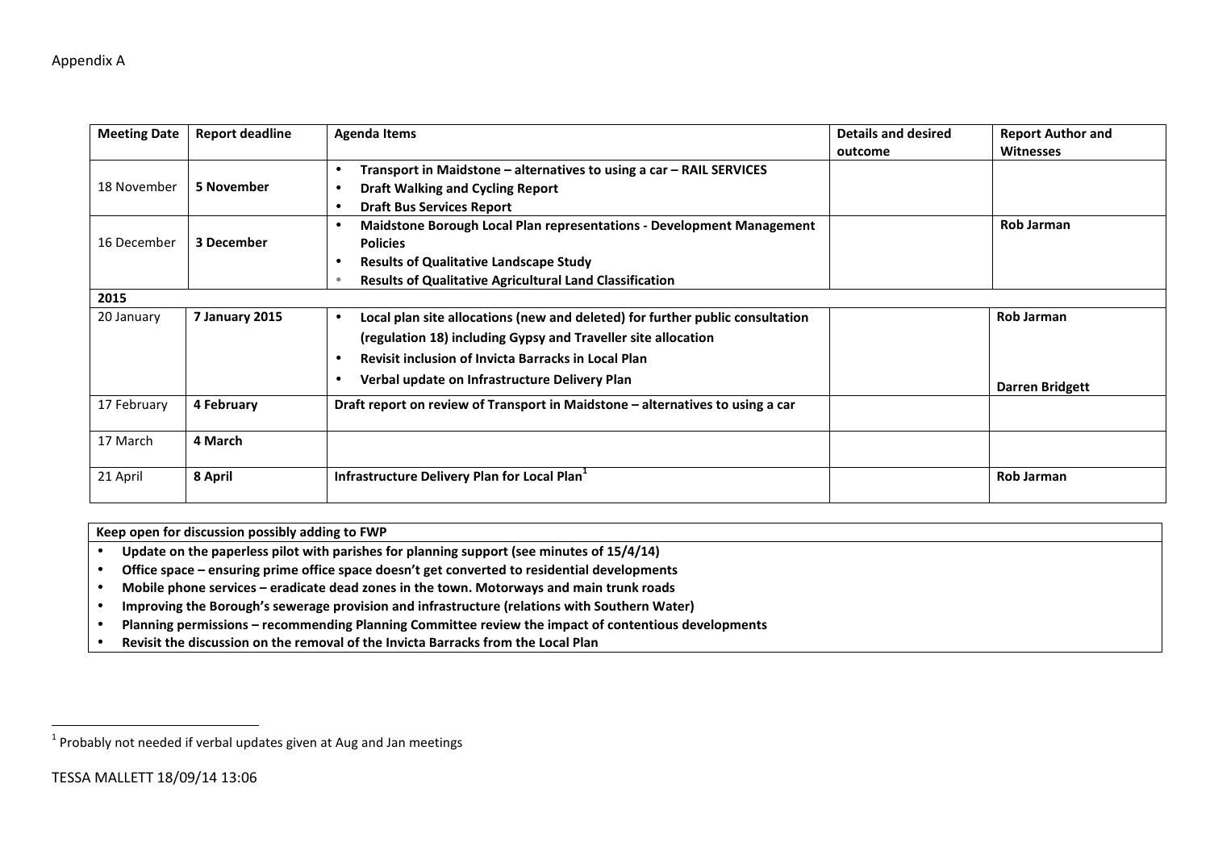Appendix A

| Meeting Date | Report deadline | Agenda Items | Details and desired outcome | Report Author and Witnesses |
|---|---|---|---|---|
| 18 November | **5 November** | • **Transport in Maidstone – alternatives to using a car – RAIL SERVICES**<br>• **Draft Walking and Cycling Report**<br>• **Draft Bus Services Report** | | |
| 16 December | **3 December** | • **Maidstone Borough Local Plan representations - Development Management Policies**<br>• **Results of Qualitative Landscape Study**<br>• **Results of Qualitative Agricultural Land Classification** | | **Rob Jarman** |
| **2015** | | | | |
| 20 January | **7 January 2015** | • **Local plan site allocations (new and deleted) for further public consultation (regulation 18) including Gypsy and Traveller site allocation**<br>• **Revisit inclusion of Invicta Barracks in Local Plan**<br>• **Verbal update on Infrastructure Delivery Plan** | | **Rob Jarman**<br><br>**Darren Bridgett** |
| 17 February | **4 February** | **Draft report on review of Transport in Maidstone – alternatives to using a car** | | |
| 17 March | **4 March** | | | |
| 21 April | **8 April** | **Infrastructure Delivery Plan for Local Plan**[1] | | **Rob Jarman** |

| **Keep open for discussion possibly adding to FWP** |
|---|
| • **Update on the paperless pilot with parishes for planning support (see minutes of 15/4/14)** |
| • **Office space – ensuring prime office space doesn't get converted to residential developments** |
| • **Mobile phone services – eradicate dead zones in the town. Motorways and main trunk roads** |
| • **Improving the Borough's sewerage provision and infrastructure (relations with Southern Water)** |
| • **Planning permissions – recommending Planning Committee review the impact of contentious developments** |
| • **Revisit the discussion on the removal of the Invicta Barracks from the Local Plan** |

[1] Probably not needed if verbal updates given at Aug and Jan meetings

TESSA MALLETT 18/09/14 13:06